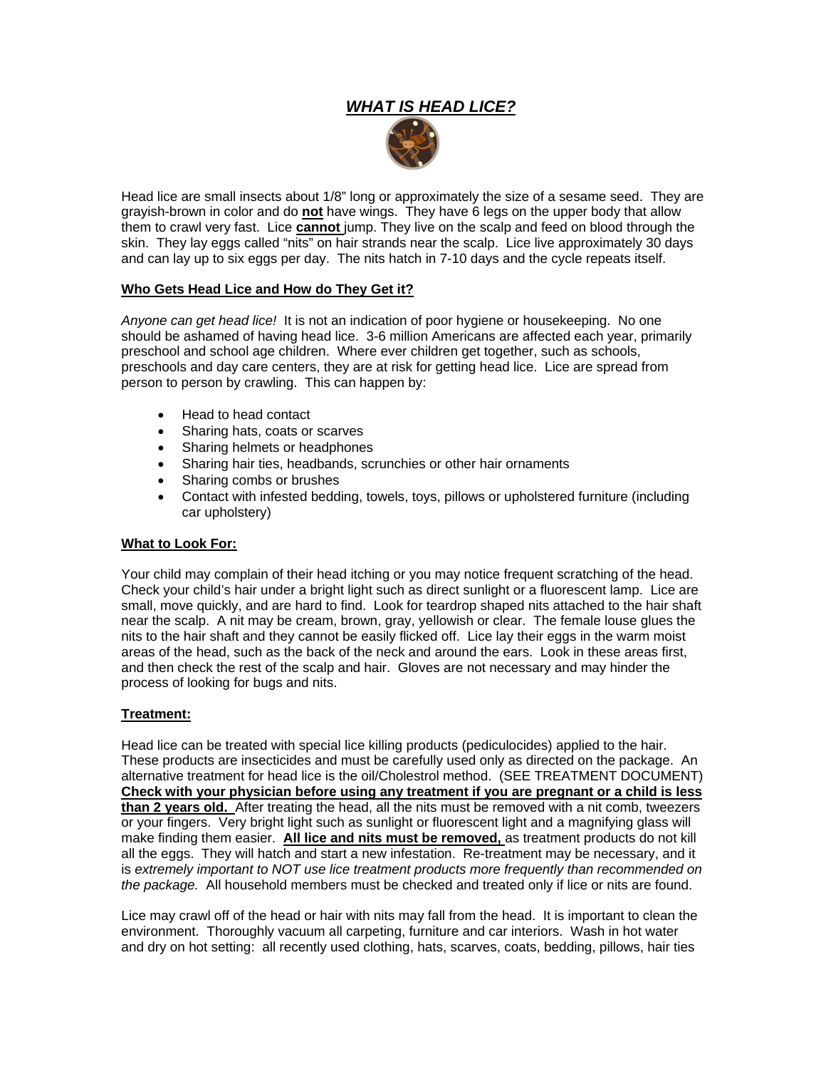// (no images detected, so image not referenced)
# ***WHAT IS HEAD LICE?***

Head lice are small insects about 1/8" long or approximately the size of a sesame seed. They are grayish-brown in color and do **not** have wings. They have 6 legs on the upper body that allow them to crawl very fast. Lice **cannot** jump. They live on the scalp and feed on blood through the skin. They lay eggs called "nits" on hair strands near the scalp. Lice live approximately 30 days and can lay up to six eggs per day. The nits hatch in 7-10 days and the cycle repeats itself.

## Who Gets Head Lice and How do They Get it?

*Anyone can get head lice!* It is not an indication of poor hygiene or housekeeping. No one should be ashamed of having head lice. 3-6 million Americans are affected each year, primarily preschool and school age children. Where ever children get together, such as schools, preschools and day care centers, they are at risk for getting head lice. Lice are spread from person to person by crawling. This can happen by:

- Head to head contact
- Sharing hats, coats or scarves
- Sharing helmets or headphones
- Sharing hair ties, headbands, scrunchies or other hair ornaments
- Sharing combs or brushes
- Contact with infested bedding, towels, toys, pillows or upholstered furniture (including car upholstery)

## What to Look For:

Your child may complain of their head itching or you may notice frequent scratching of the head. Check your child's hair under a bright light such as direct sunlight or a fluorescent lamp. Lice are small, move quickly, and are hard to find. Look for teardrop shaped nits attached to the hair shaft near the scalp. A nit may be cream, brown, gray, yellowish or clear. The female louse glues the nits to the hair shaft and they cannot be easily flicked off. Lice lay their eggs in the warm moist areas of the head, such as the back of the neck and around the ears. Look in these areas first, and then check the rest of the scalp and hair. Gloves are not necessary and may hinder the process of looking for bugs and nits.

## Treatment:

Head lice can be treated with special lice killing products (pediculocides) applied to the hair. These products are insecticides and must be carefully used only as directed on the package. An alternative treatment for head lice is the oil/Cholestrol method. (SEE TREATMENT DOCUMENT) **Check with your physician before using any treatment if you are pregnant or a child is less than 2 years old.** After treating the head, all the nits must be removed with a nit comb, tweezers or your fingers. Very bright light such as sunlight or fluorescent light and a magnifying glass will make finding them easier. **All lice and nits must be removed,** as treatment products do not kill all the eggs. They will hatch and start a new infestation. Re-treatment may be necessary, and it is *extremely important to NOT use lice treatment products more frequently than recommended on the package.* All household members must be checked and treated only if lice or nits are found.

Lice may crawl off of the head or hair with nits may fall from the head. It is important to clean the environment. Thoroughly vacuum all carpeting, furniture and car interiors. Wash in hot water and dry on hot setting: all recently used clothing, hats, scarves, coats, bedding, pillows, hair ties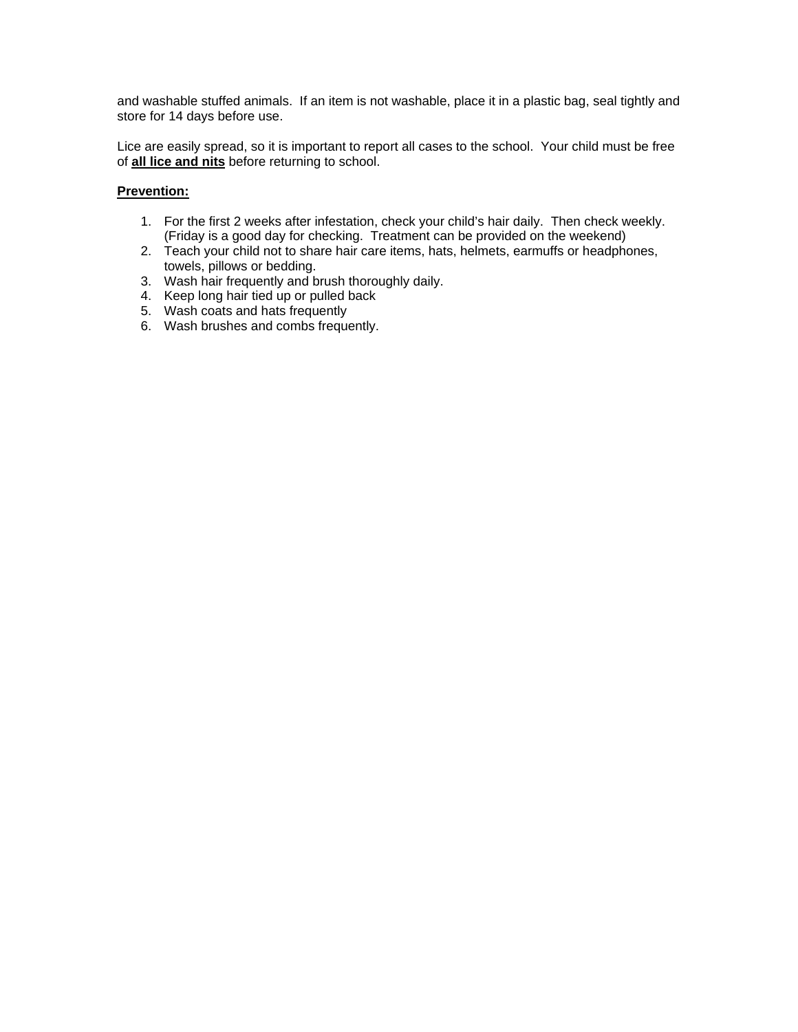and washable stuffed animals. If an item is not washable, place it in a plastic bag, seal tightly and store for 14 days before use.

Lice are easily spread, so it is important to report all cases to the school. Your child must be free of **all lice and nits** before returning to school.

**Prevention:**

1. For the first 2 weeks after infestation, check your child's hair daily. Then check weekly. (Friday is a good day for checking. Treatment can be provided on the weekend)
2. Teach your child not to share hair care items, hats, helmets, earmuffs or headphones, towels, pillows or bedding.
3. Wash hair frequently and brush thoroughly daily.
4. Keep long hair tied up or pulled back
5. Wash coats and hats frequently
6. Wash brushes and combs frequently.